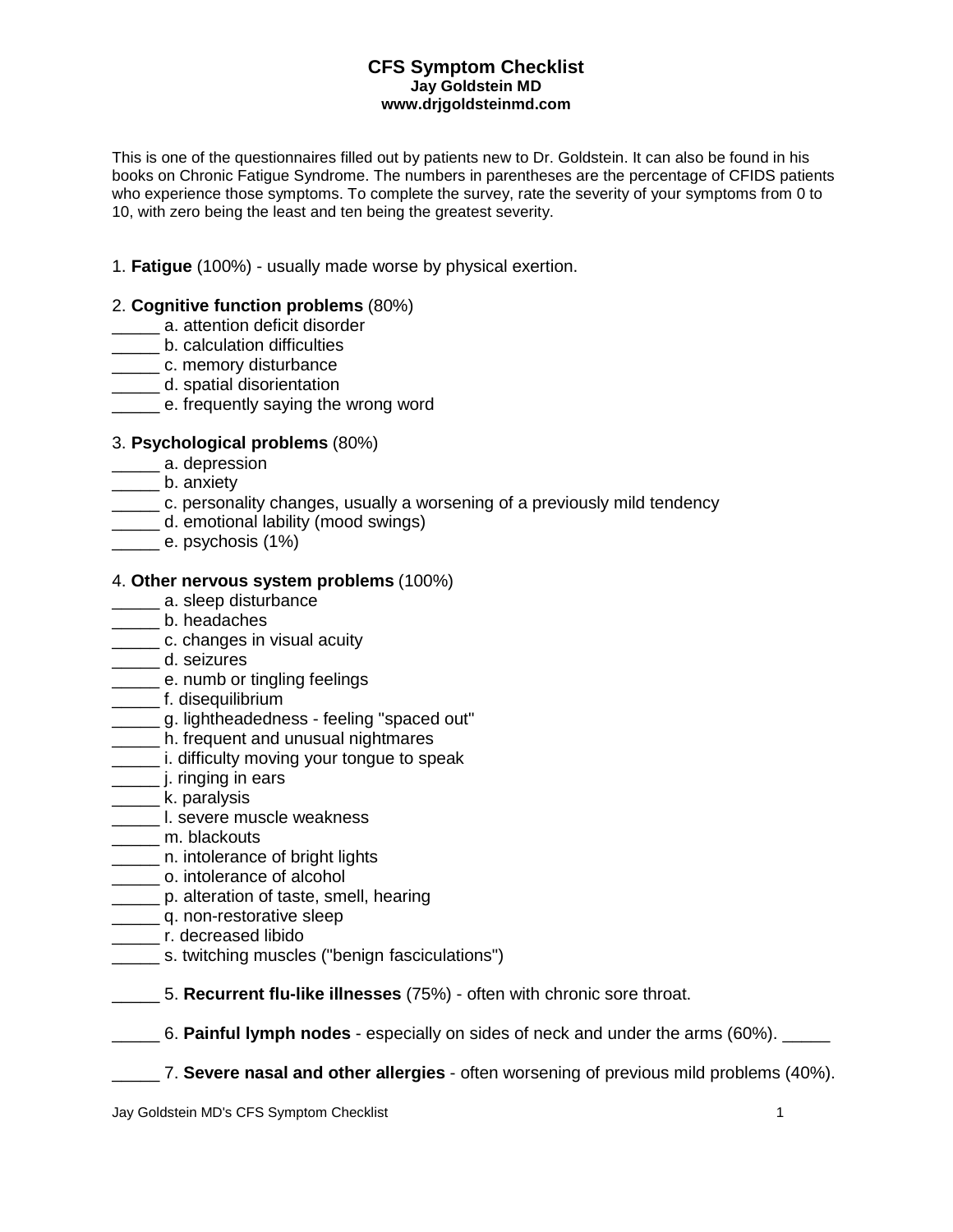# CFS Symptom Checklist

**Jay Goldstein MD**
**www.drjgoldsteinmd.com**

This is one of the questionnaires filled out by patients new to Dr. Goldstein. It can also be found in his books on Chronic Fatigue Syndrome. The numbers in parentheses are the percentage of CFIDS patients who experience those symptoms. To complete the survey, rate the severity of your symptoms from 0 to 10, with zero being the least and ten being the greatest severity.

1. **Fatigue** (100%) - usually made worse by physical exertion.

2. **Cognitive function problems** (80%)

_____ a. attention deficit disorder
_____ b. calculation difficulties
_____ c. memory disturbance
_____ d. spatial disorientation
_____ e. frequently saying the wrong word

3. **Psychological problems** (80%)

_____ a. depression
_____ b. anxiety
_____ c. personality changes, usually a worsening of a previously mild tendency
_____ d. emotional lability (mood swings)
_____ e. psychosis (1%)

4. **Other nervous system problems** (100%)

_____ a. sleep disturbance
_____ b. headaches
_____ c. changes in visual acuity
_____ d. seizures
_____ e. numb or tingling feelings
_____ f. disequilibrium
_____ g. lightheadedness - feeling "spaced out"
_____ h. frequent and unusual nightmares
_____ i. difficulty moving your tongue to speak
_____ j. ringing in ears
_____ k. paralysis
_____ l. severe muscle weakness
_____ m. blackouts
_____ n. intolerance of bright lights
_____ o. intolerance of alcohol
_____ p. alteration of taste, smell, hearing
_____ q. non-restorative sleep
_____ r. decreased libido
_____ s. twitching muscles ("benign fasciculations")

_____ 5. **Recurrent flu-like illnesses** (75%) - often with chronic sore throat.

_____ 6. **Painful lymph nodes** - especially on sides of neck and under the arms (60%). _____

_____ 7. **Severe nasal and other allergies** - often worsening of previous mild problems (40%).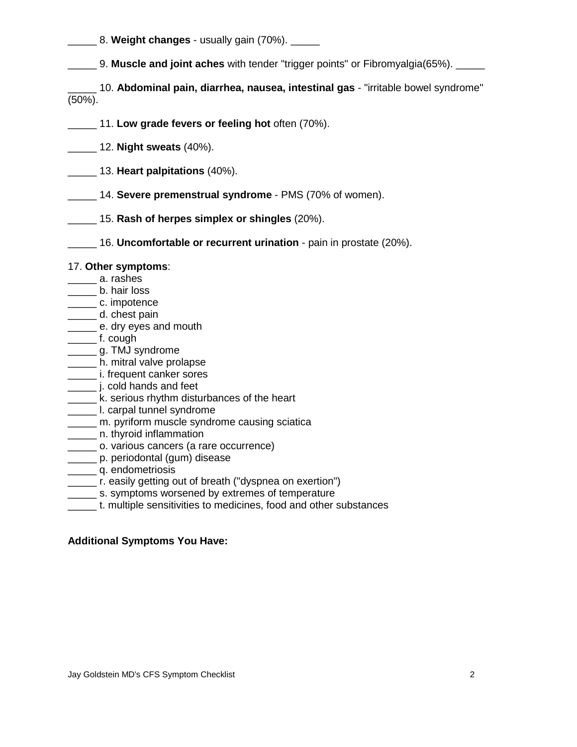_____ 8. **Weight changes** - usually gain (70%). _____

_____ 9. **Muscle and joint aches** with tender "trigger points" or Fibromyalgia(65%). _____

_____ 10. **Abdominal pain, diarrhea, nausea, intestinal gas** - "irritable bowel syndrome" (50%).

_____ 11. **Low grade fevers or feeling hot** often (70%).

_____ 12. **Night sweats** (40%).

_____ 13. **Heart palpitations** (40%).

_____ 14. **Severe premenstrual syndrome** - PMS (70% of women).

_____ 15. **Rash of herpes simplex or shingles** (20%).

_____ 16. **Uncomfortable or recurrent urination** - pain in prostate (20%).

17. **Other symptoms**:
_____ a. rashes
_____ b. hair loss
_____ c. impotence
_____ d. chest pain
_____ e. dry eyes and mouth
_____ f. cough
_____ g. TMJ syndrome
_____ h. mitral valve prolapse
_____ i. frequent canker sores
_____ j. cold hands and feet
_____ k. serious rhythm disturbances of the heart
_____ l. carpal tunnel syndrome
_____ m. pyriform muscle syndrome causing sciatica
_____ n. thyroid inflammation
_____ o. various cancers (a rare occurrence)
_____ p. periodontal (gum) disease
_____ q. endometriosis
_____ r. easily getting out of breath ("dyspnea on exertion")
_____ s. symptoms worsened by extremes of temperature
_____ t. multiple sensitivities to medicines, food and other substances

**Additional Symptoms You Have:**